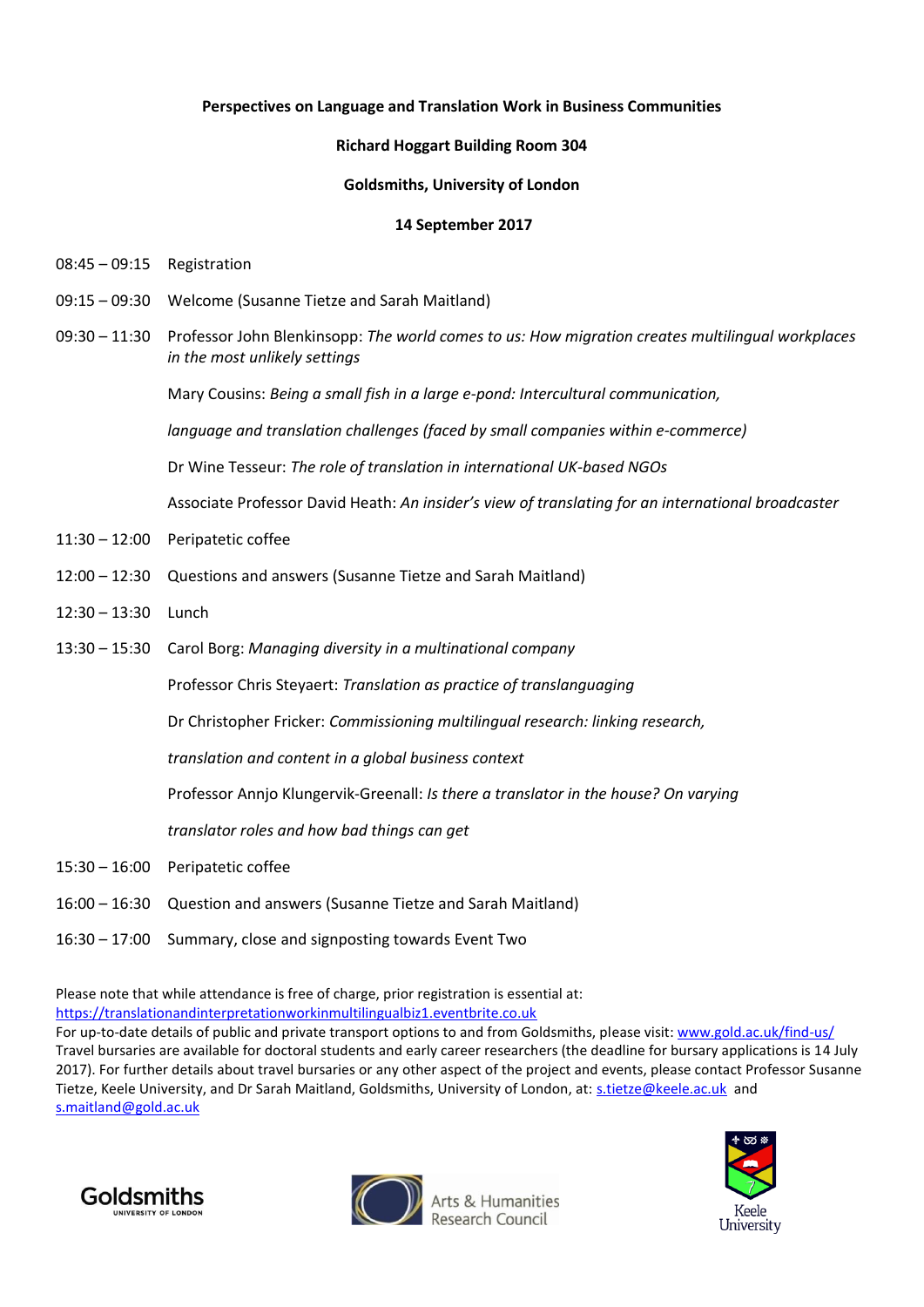**Perspectives on Language and Translation Work in Business Communities**

**Richard Hoggart Building Room 304**

**Goldsmiths, University of London**

**14 September 2017**

08:45 – 09:15 Registration

09:15 – 09:30 Welcome (Susanne Tietze and Sarah Maitland)

09:30 – 11:30 Professor John Blenkinsopp: *The world comes to us: How migration creates multilingual workplaces in the most unlikely settings*

Mary Cousins: *Being a small fish in a large e-pond: Intercultural communication, language and translation challenges (faced by small companies within e-commerce)*

Dr Wine Tesseur: *The role of translation in international UK-based NGOs*

Associate Professor David Heath: *An insider's view of translating for an international broadcaster*

11:30 – 12:00 Peripatetic coffee

12:00 – 12:30 Questions and answers (Susanne Tietze and Sarah Maitland)

12:30 – 13:30 Lunch

13:30 – 15:30 Carol Borg: *Managing diversity in a multinational company*

Professor Chris Steyaert: *Translation as practice of translanguaging*

Dr Christopher Fricker: *Commissioning multilingual research: linking research, translation and content in a global business context*

Professor Annjo Klungervik-Greenall: *Is there a translator in the house? On varying translator roles and how bad things can get*

15:30 – 16:00 Peripatetic coffee

16:00 – 16:30 Question and answers (Susanne Tietze and Sarah Maitland)

16:30 – 17:00 Summary, close and signposting towards Event Two

Please note that while attendance is free of charge, prior registration is essential at: https://translationandinterpretationworkinmultilingualbiz1.eventbrite.co.uk
For up-to-date details of public and private transport options to and from Goldsmiths, please visit: www.gold.ac.uk/find-us/
Travel bursaries are available for doctoral students and early career researchers (the deadline for bursary applications is 14 July 2017). For further details about travel bursaries or any other aspect of the project and events, please contact Professor Susanne Tietze, Keele University, and Dr Sarah Maitland, Goldsmiths, University of London, at: s.tietze@keele.ac.uk and s.maitland@gold.ac.uk

Goldsmiths UNIVERSITY OF LONDON

Arts & Humanities Research Council

Keele University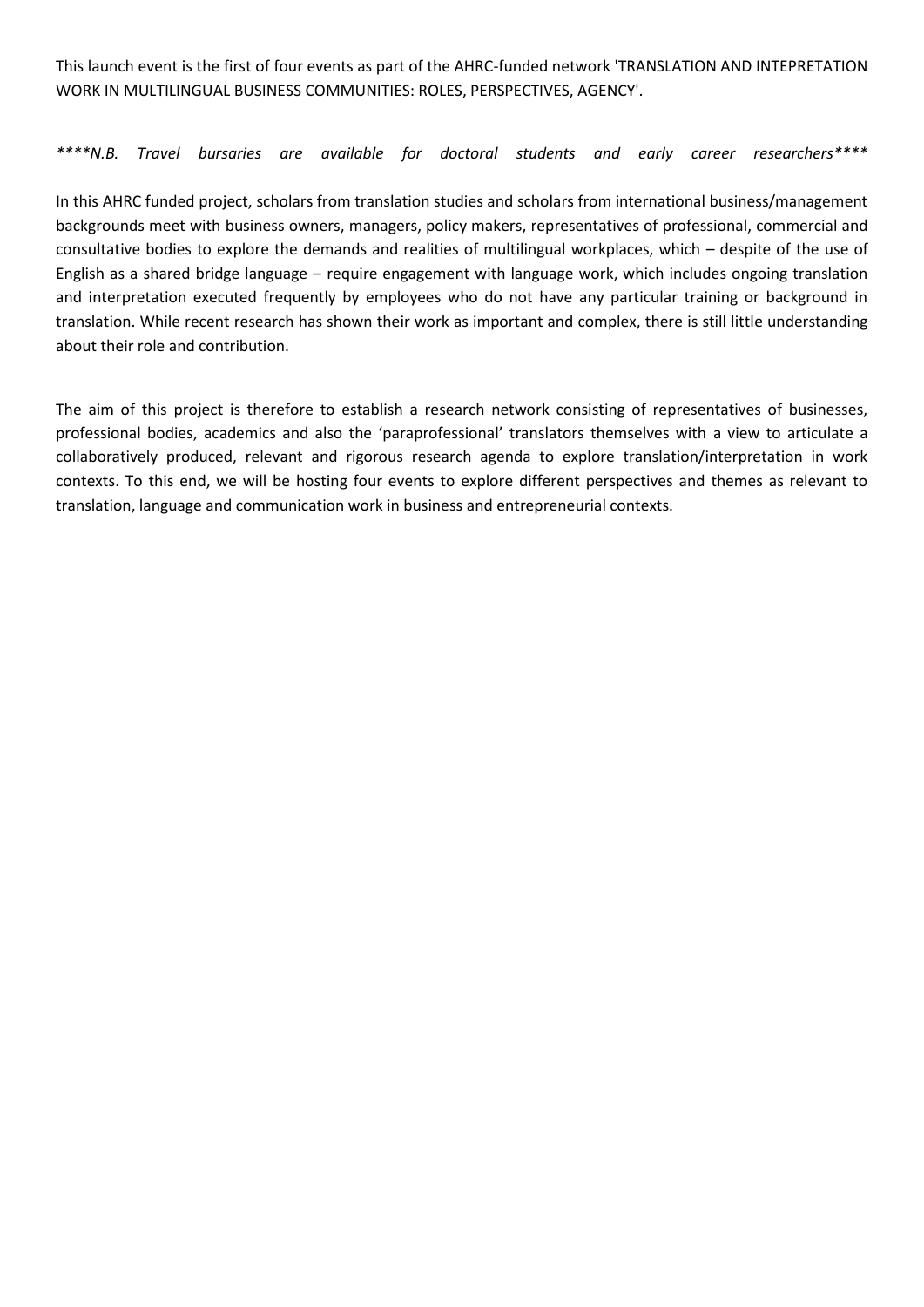This launch event is the first of four events as part of the AHRC-funded network 'TRANSLATION AND INTEPRETATION WORK IN MULTILINGUAL BUSINESS COMMUNITIES: ROLES, PERSPECTIVES, AGENCY'.

*****N.B. Travel bursaries are available for doctoral students and early career researchers*****

In this AHRC funded project, scholars from translation studies and scholars from international business/management backgrounds meet with business owners, managers, policy makers, representatives of professional, commercial and consultative bodies to explore the demands and realities of multilingual workplaces, which – despite of the use of English as a shared bridge language – require engagement with language work, which includes ongoing translation and interpretation executed frequently by employees who do not have any particular training or background in translation. While recent research has shown their work as important and complex, there is still little understanding about their role and contribution.

The aim of this project is therefore to establish a research network consisting of representatives of businesses, professional bodies, academics and also the 'paraprofessional' translators themselves with a view to articulate a collaboratively produced, relevant and rigorous research agenda to explore translation/interpretation in work contexts. To this end, we will be hosting four events to explore different perspectives and themes as relevant to translation, language and communication work in business and entrepreneurial contexts.